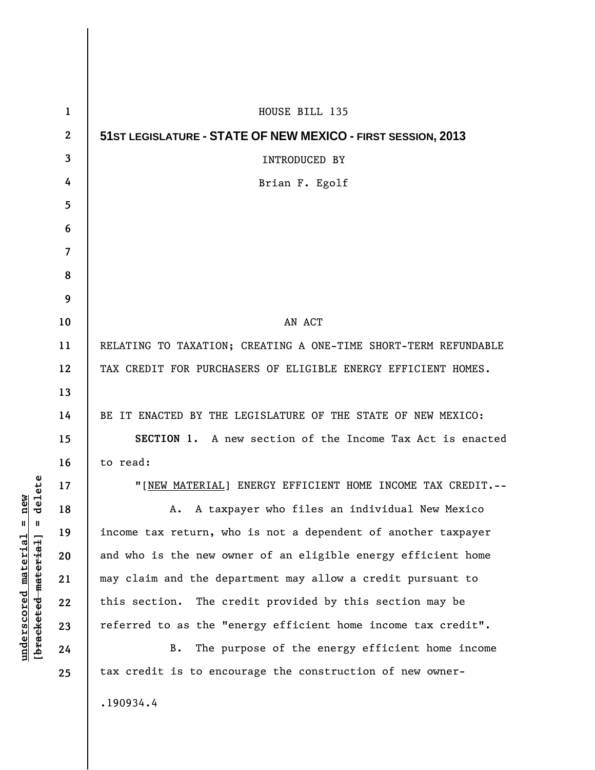HOUSE BILL 135

**51ST LEGISLATURE - STATE OF NEW MEXICO - FIRST SESSION, 2013**

INTRODUCED BY

Brian F. Egolf

AN ACT

RELATING TO TAXATION; CREATING A ONE-TIME SHORT-TERM REFUNDABLE TAX CREDIT FOR PURCHASERS OF ELIGIBLE ENERGY EFFICIENT HOMES.

BE IT ENACTED BY THE LEGISLATURE OF THE STATE OF NEW MEXICO:

**SECTION 1.** A new section of the Income Tax Act is enacted to read:

"[NEW MATERIAL] ENERGY EFFICIENT HOME INCOME TAX CREDIT.--

A. A taxpayer who files an individual New Mexico income tax return, who is not a dependent of another taxpayer and who is the new owner of an eligible energy efficient home may claim and the department may allow a credit pursuant to this section. The credit provided by this section may be referred to as the "energy efficient home income tax credit".

B. The purpose of the energy efficient home income tax credit is to encourage the construction of new owner-

.190934.4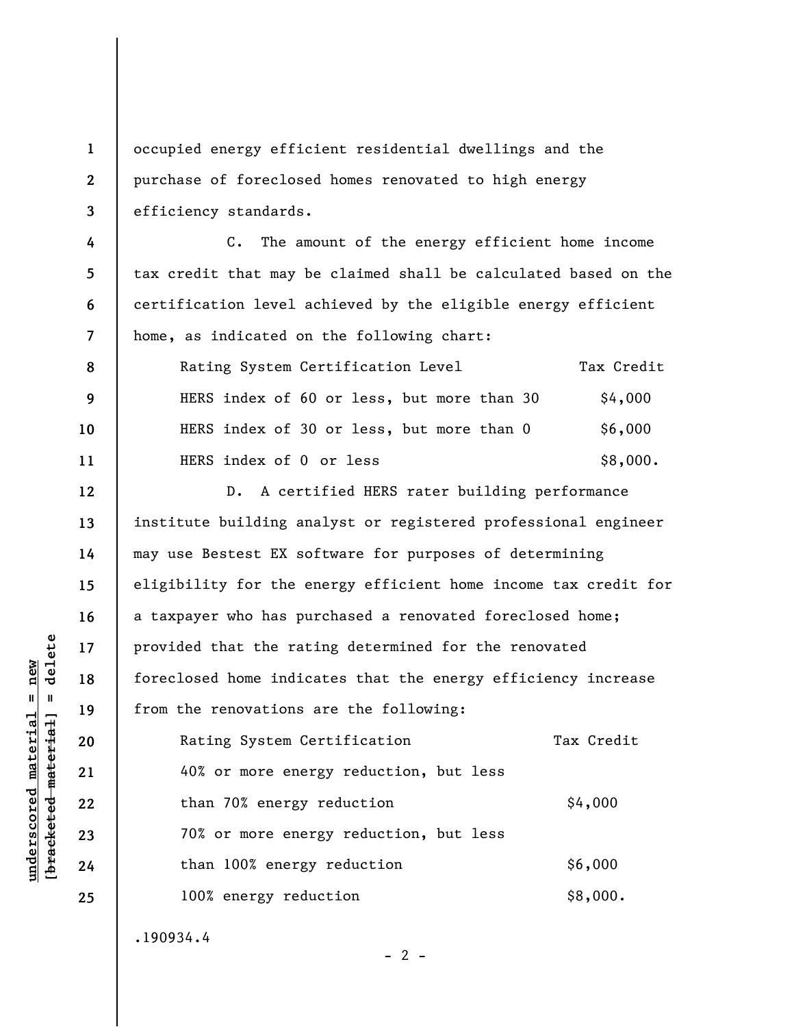occupied energy efficient residential dwellings and the purchase of foreclosed homes renovated to high energy efficiency standards.

C. The amount of the energy efficient home income tax credit that may be claimed shall be calculated based on the certification level achieved by the eligible energy efficient home, as indicated on the following chart:

| Rating System Certification Level | Tax Credit |
|---|---|
| HERS index of 60 or less, but more than 30 | $4,000 |
| HERS index of 30 or less, but more than 0 | $6,000 |
| HERS index of 0 or less | $8,000. |

D. A certified HERS rater building performance institute building analyst or registered professional engineer may use Bestest EX software for purposes of determining eligibility for the energy efficient home income tax credit for a taxpayer who has purchased a renovated foreclosed home; provided that the rating determined for the renovated foreclosed home indicates that the energy efficiency increase from the renovations are the following:

| Rating System Certification | Tax Credit |
|---|---|
| 40% or more energy reduction, but less than 70% energy reduction | $4,000 |
| 70% or more energy reduction, but less than 100% energy reduction | $6,000 |
| 100% energy reduction | $8,000. |

.190934.4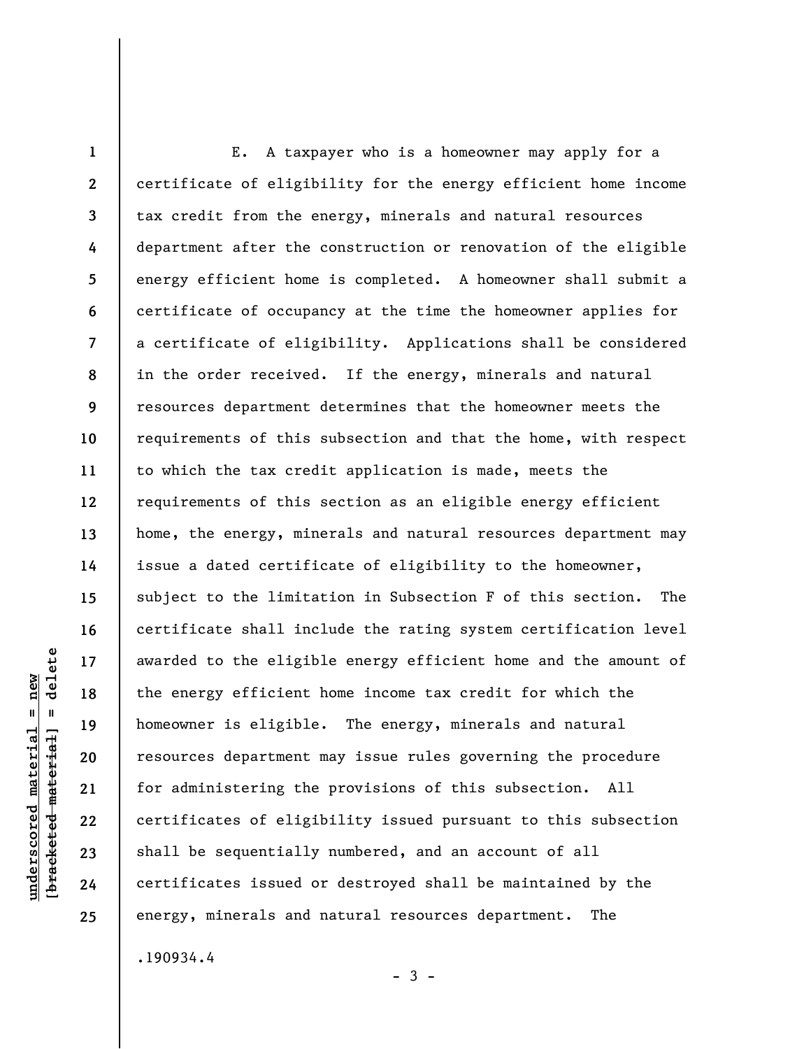E. A taxpayer who is a homeowner may apply for a certificate of eligibility for the energy efficient home income tax credit from the energy, minerals and natural resources department after the construction or renovation of the eligible energy efficient home is completed. A homeowner shall submit a certificate of occupancy at the time the homeowner applies for a certificate of eligibility. Applications shall be considered in the order received. If the energy, minerals and natural resources department determines that the homeowner meets the requirements of this subsection and that the home, with respect to which the tax credit application is made, meets the requirements of this section as an eligible energy efficient home, the energy, minerals and natural resources department may issue a dated certificate of eligibility to the homeowner, subject to the limitation in Subsection F of this section. The certificate shall include the rating system certification level awarded to the eligible energy efficient home and the amount of the energy efficient home income tax credit for which the homeowner is eligible. The energy, minerals and natural resources department may issue rules governing the procedure for administering the provisions of this subsection. All certificates of eligibility issued pursuant to this subsection shall be sequentially numbered, and an account of all certificates issued or destroyed shall be maintained by the energy, minerals and natural resources department. The

.190934.4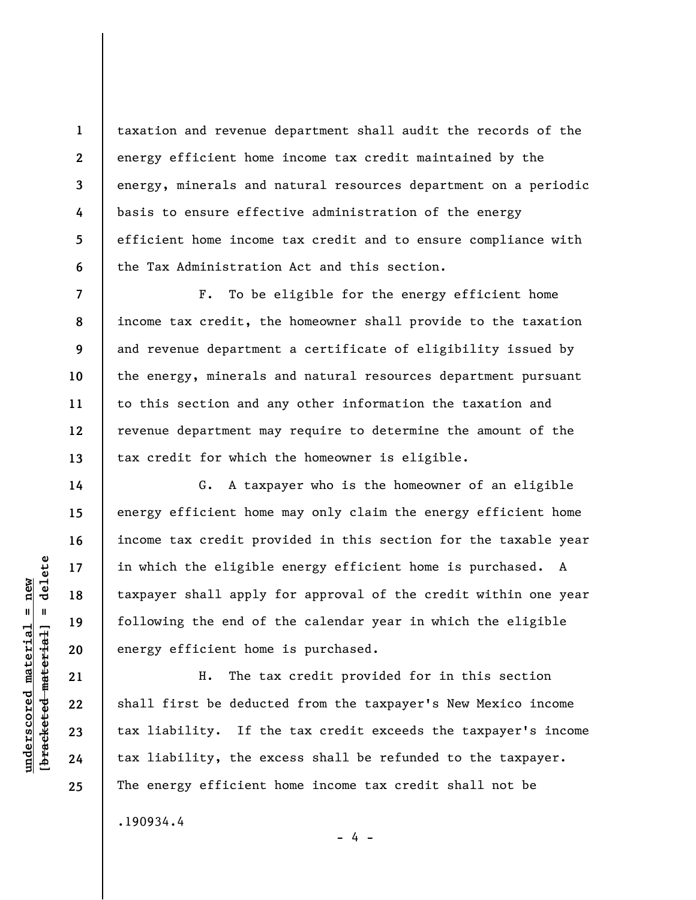taxation and revenue department shall audit the records of the energy efficient home income tax credit maintained by the energy, minerals and natural resources department on a periodic basis to ensure effective administration of the energy efficient home income tax credit and to ensure compliance with the Tax Administration Act and this section.

F. To be eligible for the energy efficient home income tax credit, the homeowner shall provide to the taxation and revenue department a certificate of eligibility issued by the energy, minerals and natural resources department pursuant to this section and any other information the taxation and revenue department may require to determine the amount of the tax credit for which the homeowner is eligible.

G. A taxpayer who is the homeowner of an eligible energy efficient home may only claim the energy efficient home income tax credit provided in this section for the taxable year in which the eligible energy efficient home is purchased. A taxpayer shall apply for approval of the credit within one year following the end of the calendar year in which the eligible energy efficient home is purchased.

H. The tax credit provided for in this section shall first be deducted from the taxpayer's New Mexico income tax liability. If the tax credit exceeds the taxpayer's income tax liability, the excess shall be refunded to the taxpayer. The energy efficient home income tax credit shall not be

.190934.4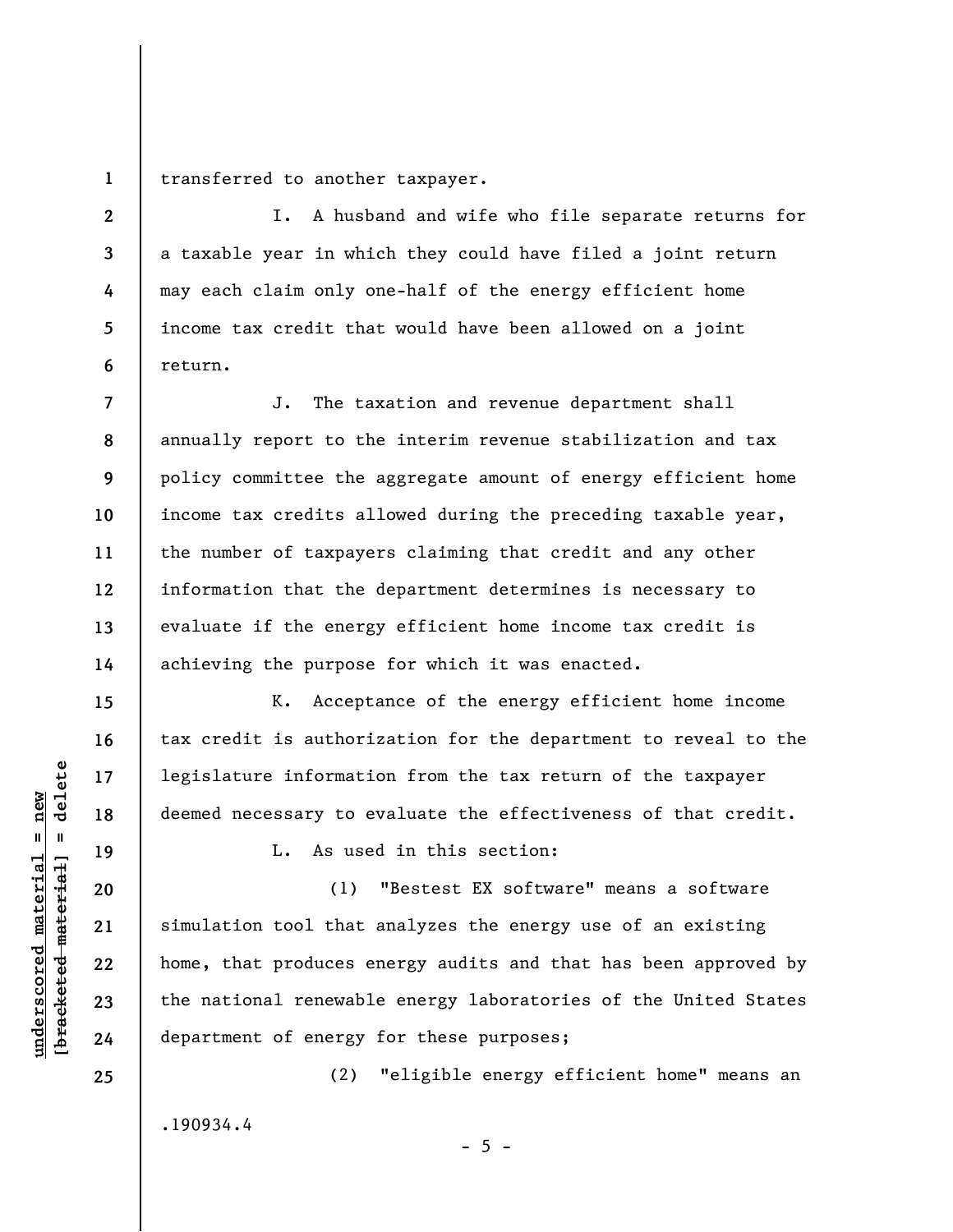transferred to another taxpayer.

I. A husband and wife who file separate returns for a taxable year in which they could have filed a joint return may each claim only one-half of the energy efficient home income tax credit that would have been allowed on a joint return.

J. The taxation and revenue department shall annually report to the interim revenue stabilization and tax policy committee the aggregate amount of energy efficient home income tax credits allowed during the preceding taxable year, the number of taxpayers claiming that credit and any other information that the department determines is necessary to evaluate if the energy efficient home income tax credit is achieving the purpose for which it was enacted.

K. Acceptance of the energy efficient home income tax credit is authorization for the department to reveal to the legislature information from the tax return of the taxpayer deemed necessary to evaluate the effectiveness of that credit.

L. As used in this section:

(1) "Bestest EX software" means a software simulation tool that analyzes the energy use of an existing home, that produces energy audits and that has been approved by the national renewable energy laboratories of the United States department of energy for these purposes;

(2) "eligible energy efficient home" means an

.190934.4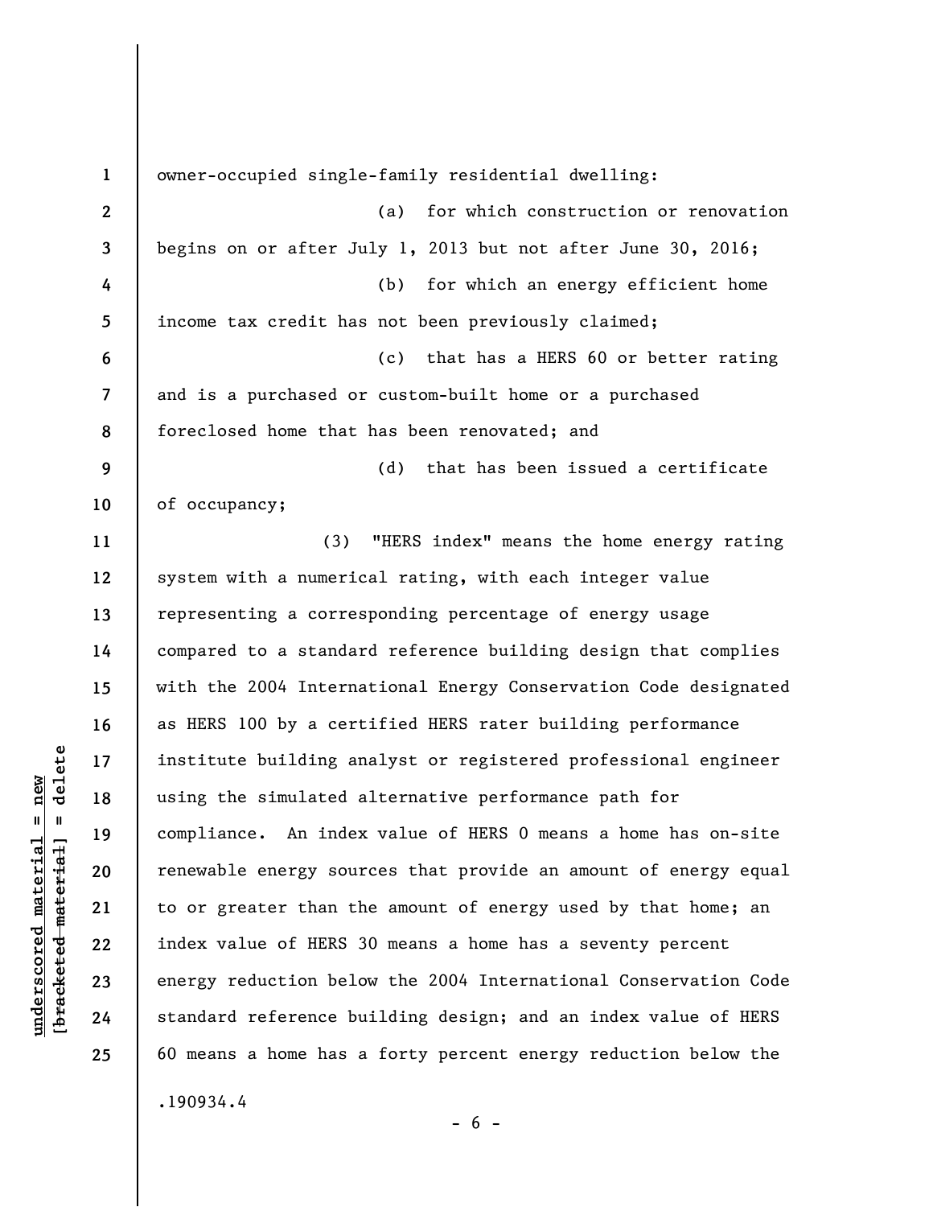owner-occupied single-family residential dwelling:

(a) for which construction or renovation begins on or after July 1, 2013 but not after June 30, 2016;

(b) for which an energy efficient home income tax credit has not been previously claimed;

(c) that has a HERS 60 or better rating and is a purchased or custom-built home or a purchased foreclosed home that has been renovated; and

(d) that has been issued a certificate of occupancy;

(3) "HERS index" means the home energy rating system with a numerical rating, with each integer value representing a corresponding percentage of energy usage compared to a standard reference building design that complies with the 2004 International Energy Conservation Code designated as HERS 100 by a certified HERS rater building performance institute building analyst or registered professional engineer using the simulated alternative performance path for compliance. An index value of HERS 0 means a home has on-site renewable energy sources that provide an amount of energy equal to or greater than the amount of energy used by that home; an index value of HERS 30 means a home has a seventy percent energy reduction below the 2004 International Conservation Code standard reference building design; and an index value of HERS 60 means a home has a forty percent energy reduction below the

.190934.4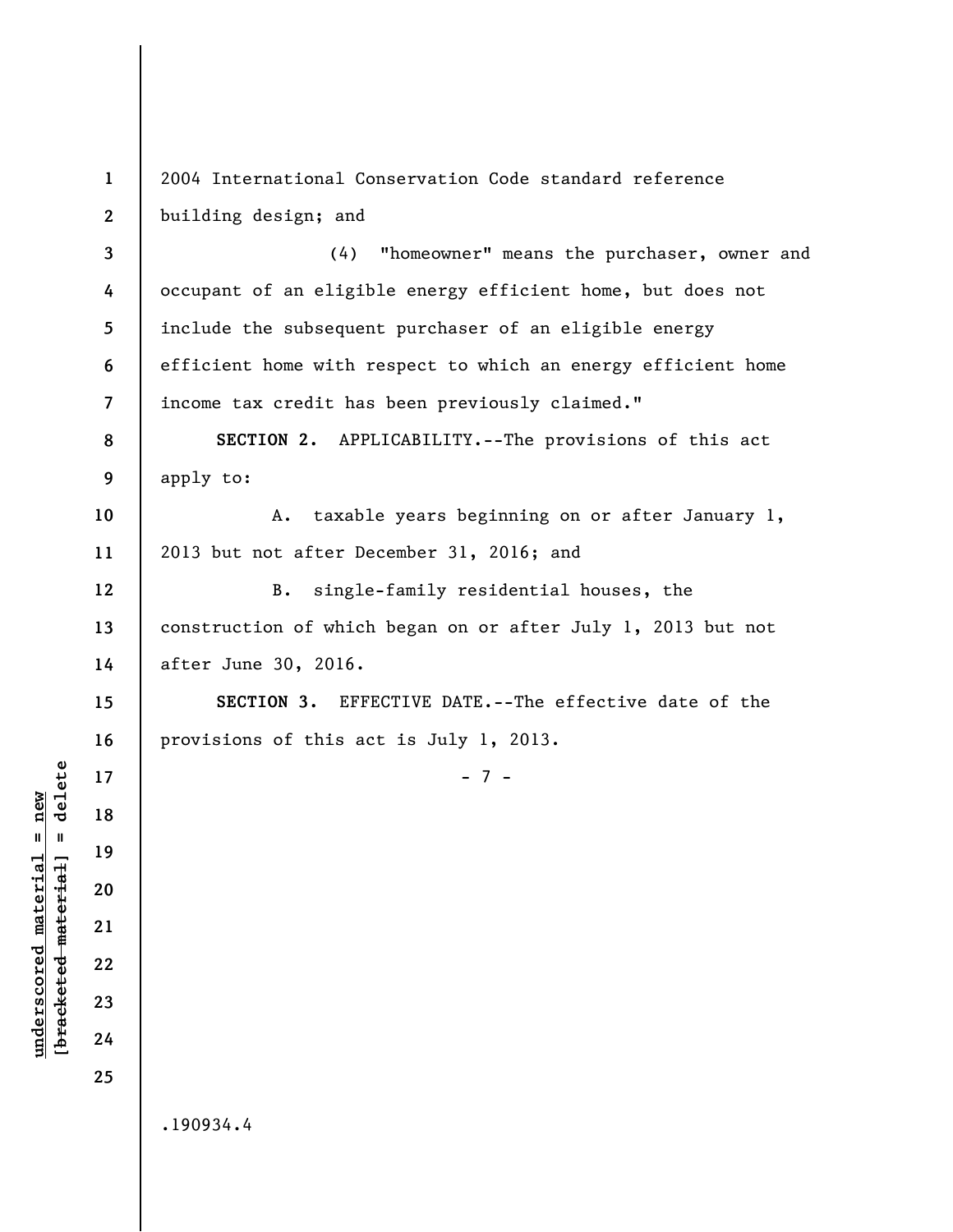2004 International Conservation Code standard reference building design; and

(4) "homeowner" means the purchaser, owner and occupant of an eligible energy efficient home, but does not include the subsequent purchaser of an eligible energy efficient home with respect to which an energy efficient home income tax credit has been previously claimed."

**SECTION 2.** APPLICABILITY.--The provisions of this act apply to:

A. taxable years beginning on or after January 1, 2013 but not after December 31, 2016; and

B. single-family residential houses, the construction of which began on or after July 1, 2013 but not after June 30, 2016.

**SECTION 3.** EFFECTIVE DATE.--The effective date of the provisions of this act is July 1, 2013.

.190934.4